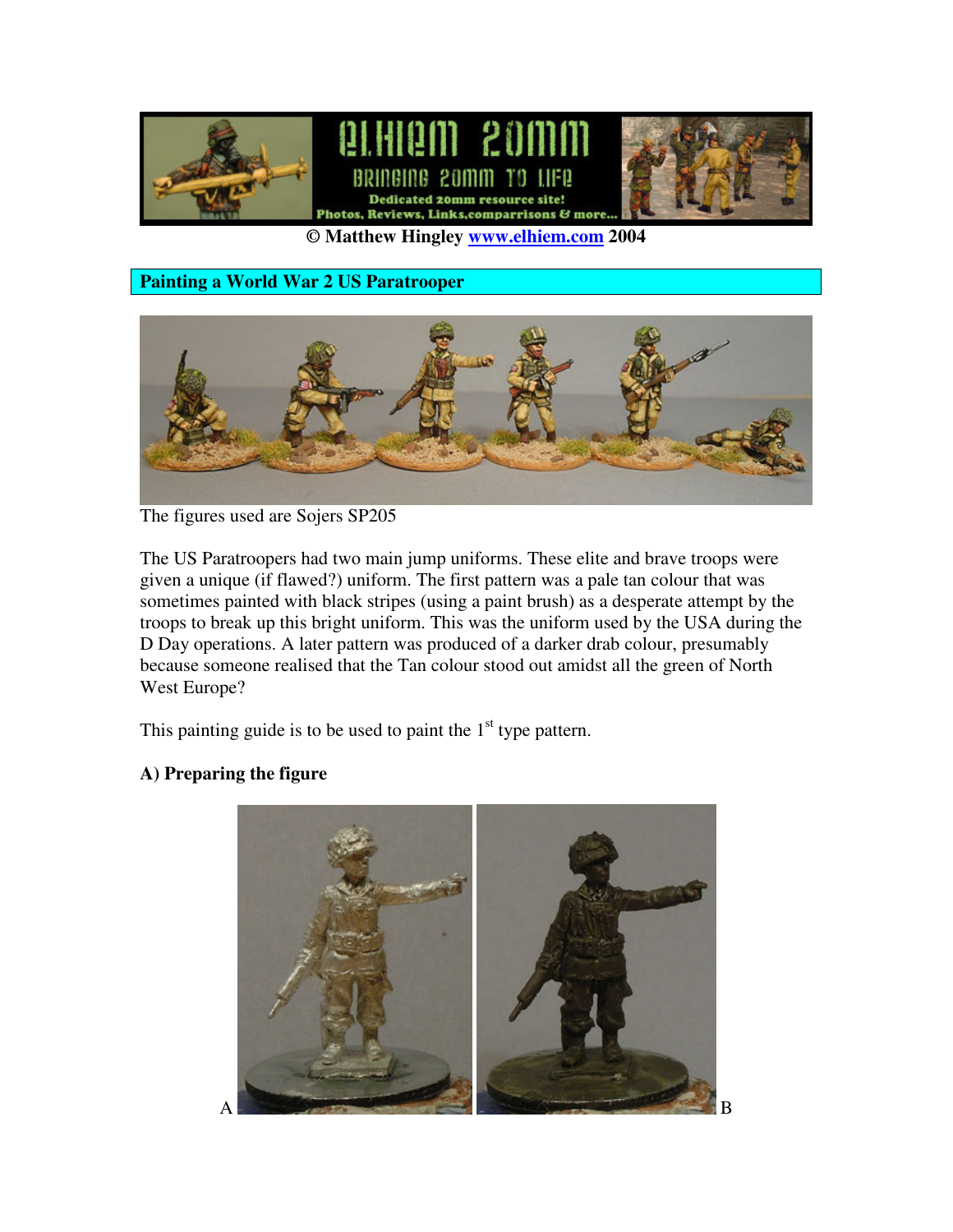© Matthew Hingley www.elhiem.com 2004

## Painting a World War 2 US Paratrooper

The figures used are Sojers SP205

The US Paratroopers had two main jump uniforms. These elite and brave troops were given a unique (if flawed?) uniform. The first pattern was a pale tan colour that was sometimes painted with black stripes (using a paint brush) as a desperate attempt by the troops to break up this bright uniform. This was the uniform used by the USA during the D Day operations. A later pattern was produced of a darker drab colour, presumably because someone realised that the Tan colour stood out amidst all the green of North West Europe?

This painting guide is to be used to paint the 1st type pattern.

### A) Preparing the figure

A B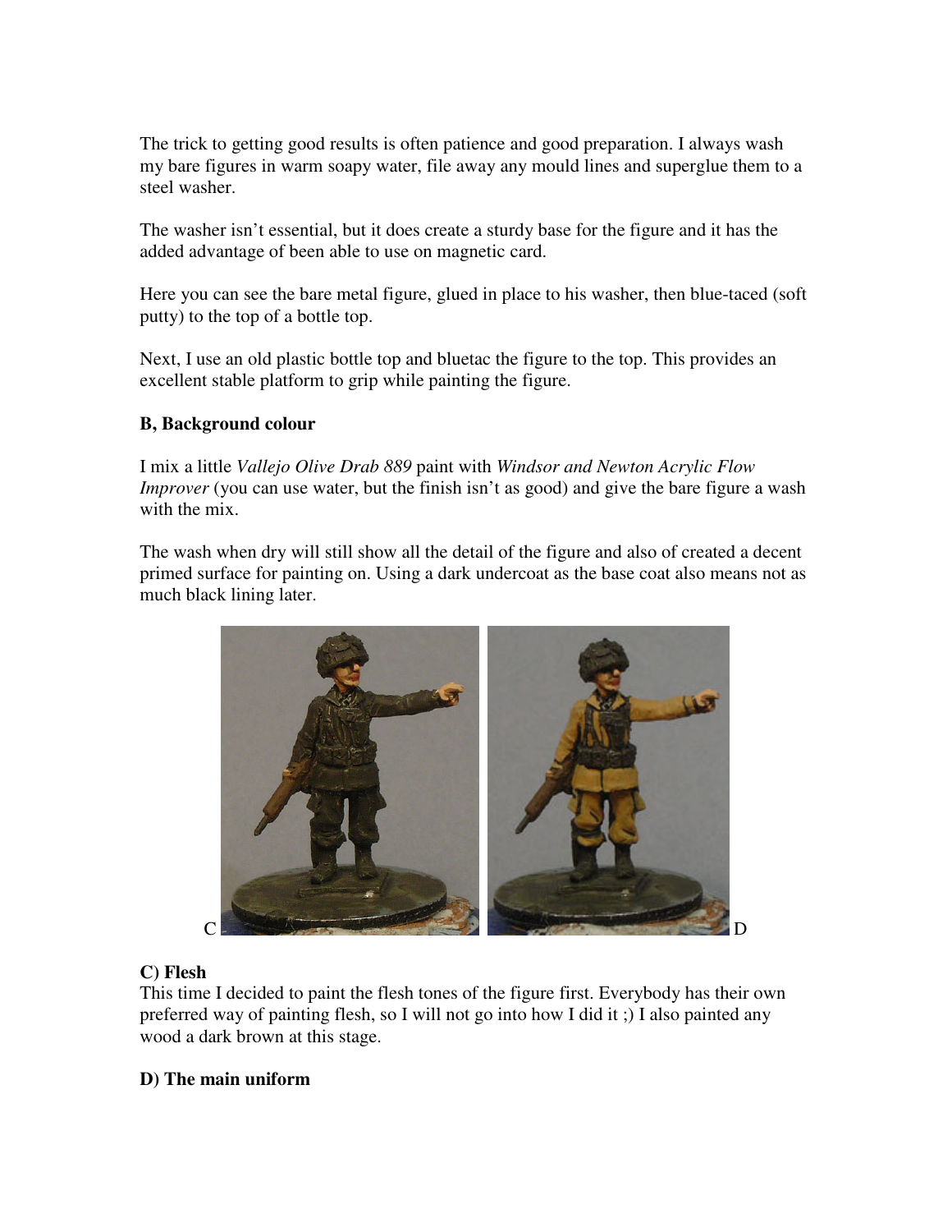The trick to getting good results is often patience and good preparation. I always wash my bare figures in warm soapy water, file away any mould lines and superglue them to a steel washer.

The washer isn't essential, but it does create a sturdy base for the figure and it has the added advantage of been able to use on magnetic card.

Here you can see the bare metal figure, glued in place to his washer, then blue-taced (soft putty) to the top of a bottle top.

Next, I use an old plastic bottle top and bluetac the figure to the top. This provides an excellent stable platform to grip while painting the figure.

**B, Background colour**

I mix a little *Vallejo Olive Drab 889* paint with *Windsor and Newton Acrylic Flow Improver* (you can use water, but the finish isn't as good) and give the bare figure a wash with the mix.

The wash when dry will still show all the detail of the figure and also of created a decent primed surface for painting on. Using a dark undercoat as the base coat also means not as much black lining later.

C D

**C) Flesh**

This time I decided to paint the flesh tones of the figure first. Everybody has their own preferred way of painting flesh, so I will not go into how I did it ;) I also painted any wood a dark brown at this stage.

**D) The main uniform**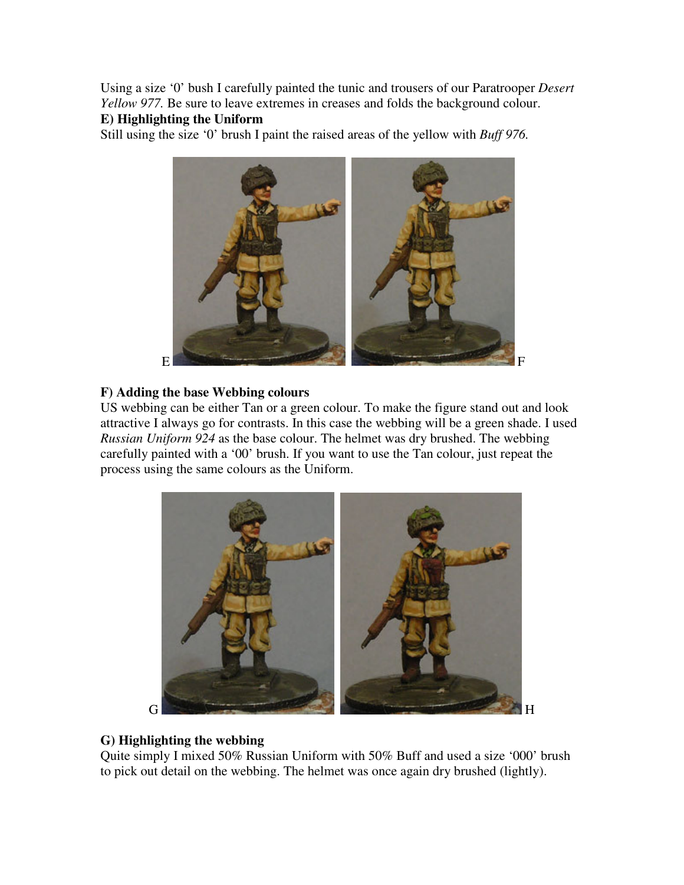Using a size '0' bush I carefully painted the tunic and trousers of our Paratrooper *Desert Yellow 977.* Be sure to leave extremes in creases and folds the background colour.

**E) Highlighting the Uniform**

Still using the size '0' brush I paint the raised areas of the yellow with *Buff 976.*

E F

**F) Adding the base Webbing colours**

US webbing can be either Tan or a green colour. To make the figure stand out and look attractive I always go for contrasts. In this case the webbing will be a green shade. I used *Russian Uniform 924* as the base colour. The helmet was dry brushed. The webbing carefully painted with a '00' brush. If you want to use the Tan colour, just repeat the process using the same colours as the Uniform.

G H

**G) Highlighting the webbing**

Quite simply I mixed 50% Russian Uniform with 50% Buff and used a size '000' brush to pick out detail on the webbing. The helmet was once again dry brushed (lightly).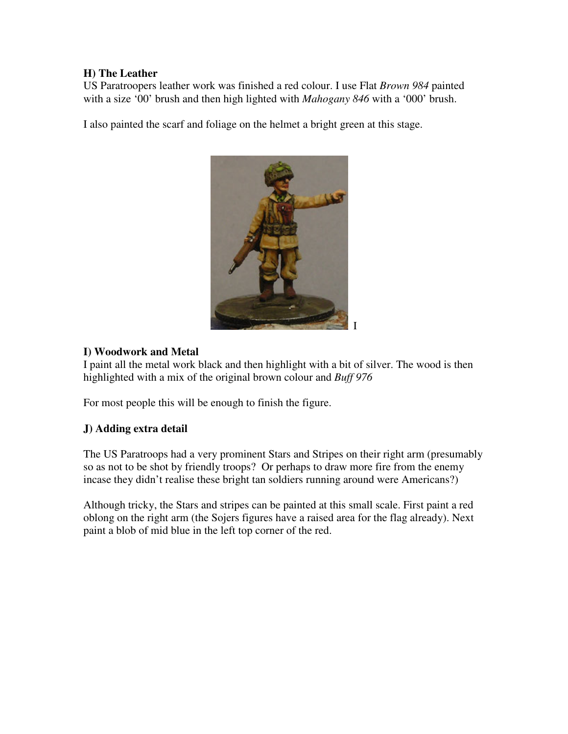**H) The Leather**

US Paratroopers leather work was finished a red colour. I use Flat *Brown 984* painted with a size '00' brush and then high lighted with *Mahogany 846* with a '000' brush.

I also painted the scarf and foliage on the helmet a bright green at this stage.

I

**I) Woodwork and Metal**

I paint all the metal work black and then highlight with a bit of silver. The wood is then highlighted with a mix of the original brown colour and *Buff 976*

For most people this will be enough to finish the figure.

**J) Adding extra detail**

The US Paratroops had a very prominent Stars and Stripes on their right arm (presumably so as not to be shot by friendly troops? Or perhaps to draw more fire from the enemy incase they didn't realise these bright tan soldiers running around were Americans?)

Although tricky, the Stars and stripes can be painted at this small scale. First paint a red oblong on the right arm (the Sojers figures have a raised area for the flag already). Next paint a blob of mid blue in the left top corner of the red.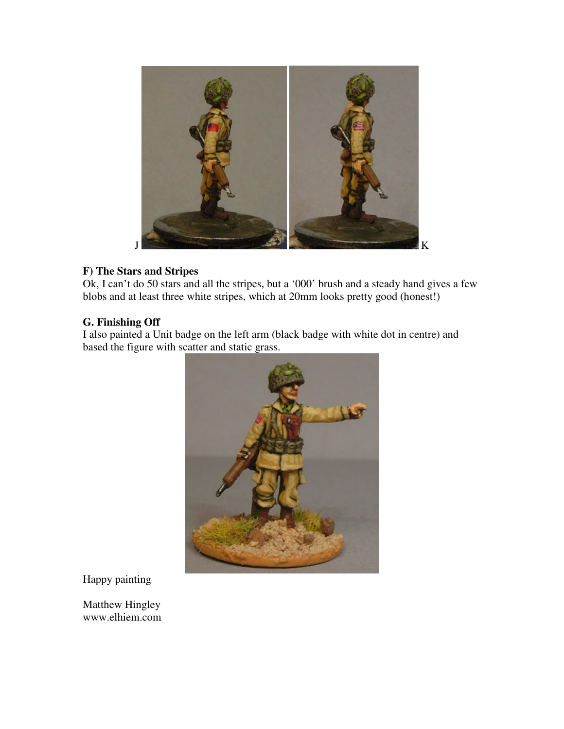J K

**F) The Stars and Stripes**

Ok, I can't do 50 stars and all the stripes, but a '000' brush and a steady hand gives a few blobs and at least three white stripes, which at 20mm looks pretty good (honest!)

**G. Finishing Off**

I also painted a Unit badge on the left arm (black badge with white dot in centre) and based the figure with scatter and static grass.

Happy painting

Matthew Hingley
www.elhiem.com